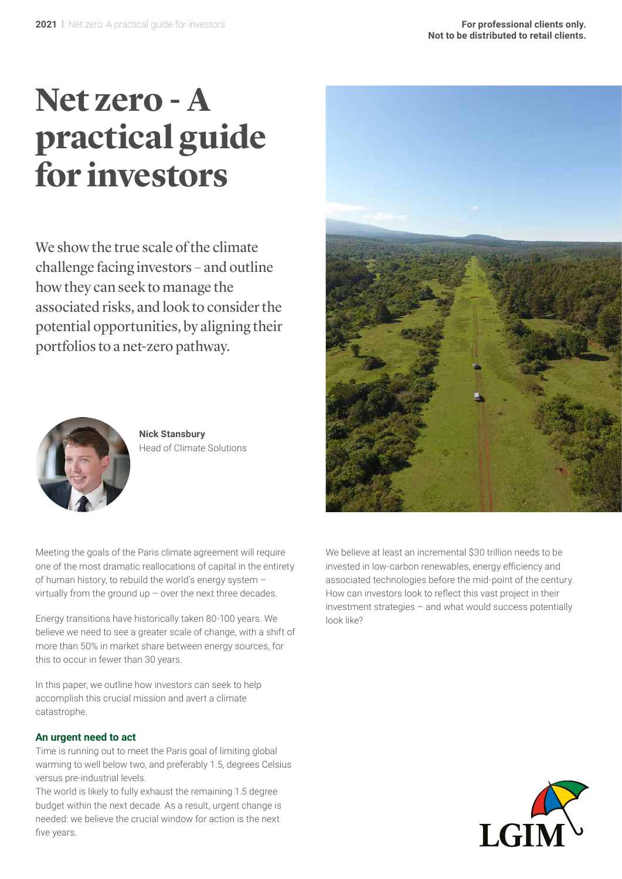For professional clients only.
Not to be distributed to retail clients.

# Net zero - A practical guide for investors

We show the true scale of the climate challenge facing investors – and outline how they can seek to manage the associated risks, and look to consider the potential opportunities, by aligning their portfolios to a net-zero pathway.

**Nick Stansbury**
Head of Climate Solutions

Meeting the goals of the Paris climate agreement will require one of the most dramatic reallocations of capital in the entirety of human history, to rebuild the world's energy system – virtually from the ground up – over the next three decades.

Energy transitions have historically taken 80-100 years. We believe we need to see a greater scale of change, with a shift of more than 50% in market share between energy sources, for this to occur in fewer than 30 years.

In this paper, we outline how investors can seek to help accomplish this crucial mission and avert a climate catastrophe.

## An urgent need to act

Time is running out to meet the Paris goal of limiting global warming to well below two, and preferably 1.5, degrees Celsius versus pre-industrial levels.

The world is likely to fully exhaust the remaining 1.5 degree budget within the next decade. As a result, urgent change is needed: we believe the crucial window for action is the next five years.

We believe at least an incremental $30 trillion needs to be invested in low-carbon renewables, energy efficiency and associated technologies before the mid-point of the century. How can investors look to reflect this vast project in their investment strategies – and what would success potentially look like?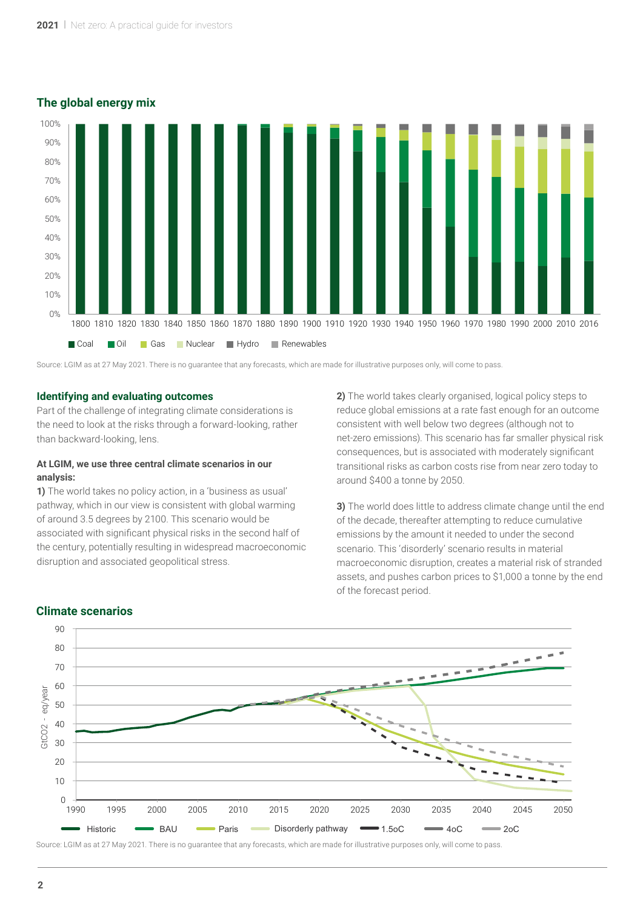## The global energy mix

Source: LGIM as at 27 May 2021. There is no guarantee that any forecasts, which are made for illustrative purposes only, will come to pass.

### Identifying and evaluating outcomes

Part of the challenge of integrating climate considerations is the need to look at the risks through a forward-looking, rather than backward-looking, lens.

**At LGIM, we use three central climate scenarios in our analysis:**

**1)** The world takes no policy action, in a 'business as usual' pathway, which in our view is consistent with global warming of around 3.5 degrees by 2100. This scenario would be associated with significant physical risks in the second half of the century, potentially resulting in widespread macroeconomic disruption and associated geopolitical stress.

**2)** The world takes clearly organised, logical policy steps to reduce global emissions at a rate fast enough for an outcome consistent with well below two degrees (although not to net-zero emissions). This scenario has far smaller physical risk consequences, but is associated with moderately significant transitional risks as carbon costs rise from near zero today to around $400 a tonne by 2050.

**3)** The world does little to address climate change until the end of the decade, thereafter attempting to reduce cumulative emissions by the amount it needed to under the second scenario. This 'disorderly' scenario results in material macroeconomic disruption, creates a material risk of stranded assets, and pushes carbon prices to $1,000 a tonne by the end of the forecast period.

## Climate scenarios

Source: LGIM as at 27 May 2021. There is no guarantee that any forecasts, which are made for illustrative purposes only, will come to pass.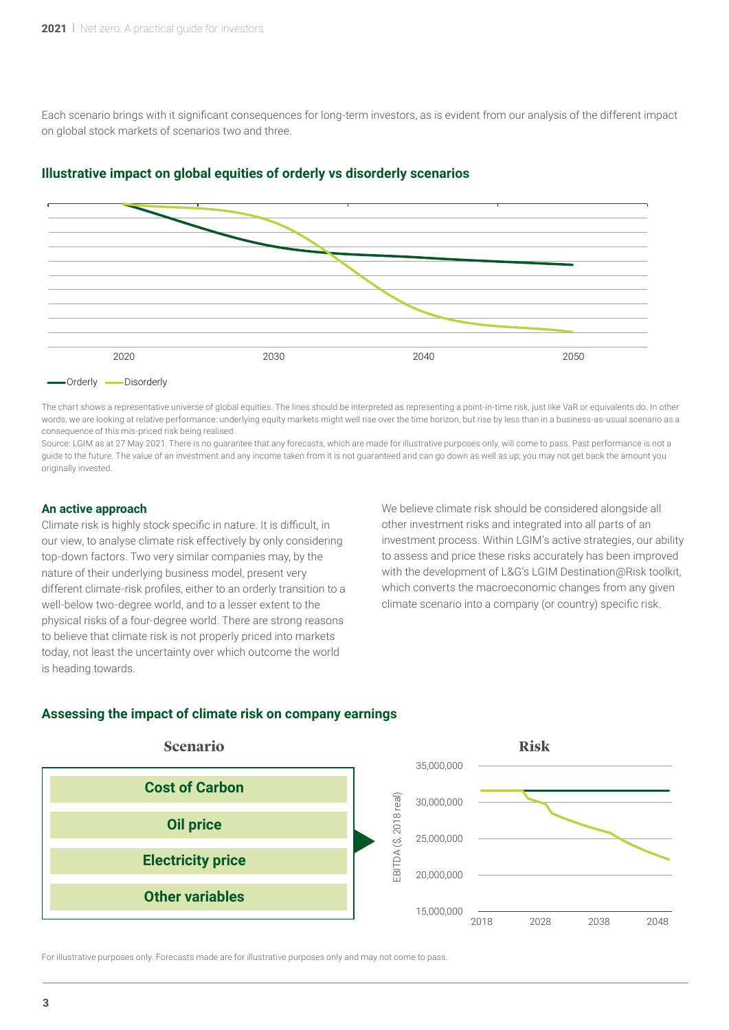Each scenario brings with it significant consequences for long-term investors, as is evident from our analysis of the different impact on global stock markets of scenarios two and three.

### Illustrative impact on global equities of orderly vs disorderly scenarios

2020 2030 2040 2050

Orderly Disorderly

The chart shows a representative universe of global equities. The lines should be interpreted as representing a point-in-time risk, just like VaR or equivalents do. In other words, we are looking at relative performance: underlying equity markets might well rise over the time horizon, but rise by less than in a business-as-usual scenario as a consequence of this mis-priced risk being realised.

Source: LGIM as at 27 May 2021. There is no guarantee that any forecasts, which are made for illustrative purposes only, will come to pass. Past performance is not a guide to the future. The value of an investment and any income taken from it is not guaranteed and can go down as well as up; you may not get back the amount you originally invested.

### An active approach

Climate risk is highly stock specific in nature. It is difficult, in our view, to analyse climate risk effectively by only considering top-down factors. Two very similar companies may, by the nature of their underlying business model, present very different climate-risk profiles, either to an orderly transition to a well-below two-degree world, and to a lesser extent to the physical risks of a four-degree world. There are strong reasons to believe that climate risk is not properly priced into markets today, not least the uncertainty over which outcome the world is heading towards.

We believe climate risk should be considered alongside all other investment risks and integrated into all parts of an investment process. Within LGIM's active strategies, our ability to assess and price these risks accurately has been improved with the development of L&G's LGIM Destination@Risk toolkit, which converts the macroeconomic changes from any given climate scenario into a company (or country) specific risk.

### Assessing the impact of climate risk on company earnings

**Scenario**

- Cost of Carbon
- Oil price
- Electricity price
- Other variables

**Risk**

EBITDA ($, 2018 real)

35,000,000
30,000,000
25,000,000
20,000,000
15,000,000

2018 2028 2038 2048

For illustrative purposes only. Forecasts made are for illustrative purposes only and may not come to pass.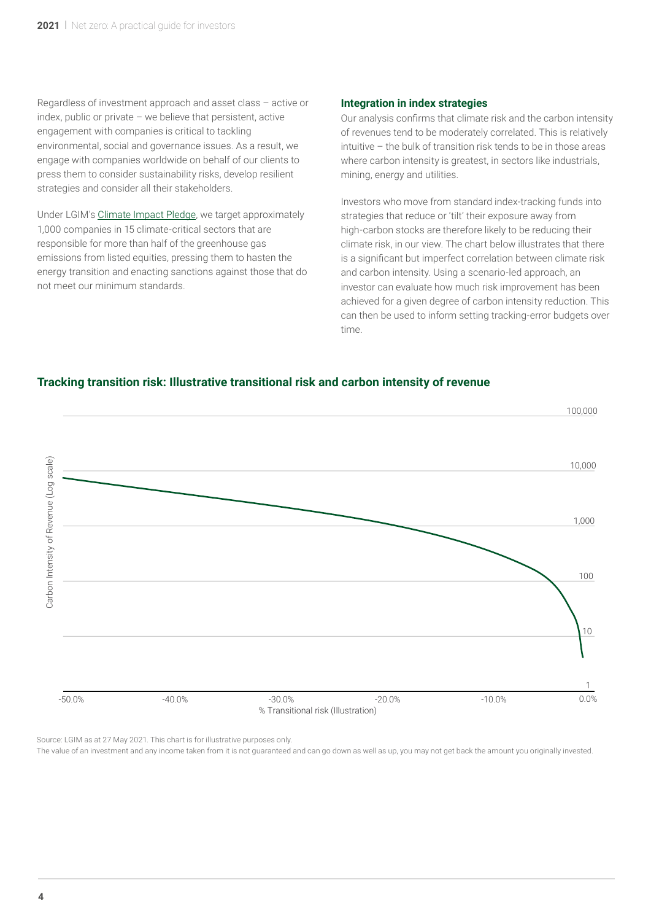Regardless of investment approach and asset class – active or index, public or private – we believe that persistent, active engagement with companies is critical to tackling environmental, social and governance issues. As a result, we engage with companies worldwide on behalf of our clients to press them to consider sustainability risks, develop resilient strategies and consider all their stakeholders.

Under LGIM's Climate Impact Pledge, we target approximately 1,000 companies in 15 climate-critical sectors that are responsible for more than half of the greenhouse gas emissions from listed equities, pressing them to hasten the energy transition and enacting sanctions against those that do not meet our minimum standards.

### Integration in index strategies

Our analysis confirms that climate risk and the carbon intensity of revenues tend to be moderately correlated. This is relatively intuitive – the bulk of transition risk tends to be in those areas where carbon intensity is greatest, in sectors like industrials, mining, energy and utilities.

Investors who move from standard index-tracking funds into strategies that reduce or 'tilt' their exposure away from high-carbon stocks are therefore likely to be reducing their climate risk, in our view. The chart below illustrates that there is a significant but imperfect correlation between climate risk and carbon intensity. Using a scenario-led approach, an investor can evaluate how much risk improvement has been achieved for a given degree of carbon intensity reduction. This can then be used to inform setting tracking-error budgets over time.

### Tracking transition risk: Illustrative transitional risk and carbon intensity of revenue

Carbon Intensity of Revenue (Log scale): 1, 10, 100, 1,000, 10,000, 100,000

% Transitional risk (Illustration): -50.0%, -40.0%, -30.0%, -20.0%, -10.0%, 0.0%

Source: LGIM as at 27 May 2021. This chart is for illustrative purposes only.

The value of an investment and any income taken from it is not guaranteed and can go down as well as up, you may not get back the amount you originally invested.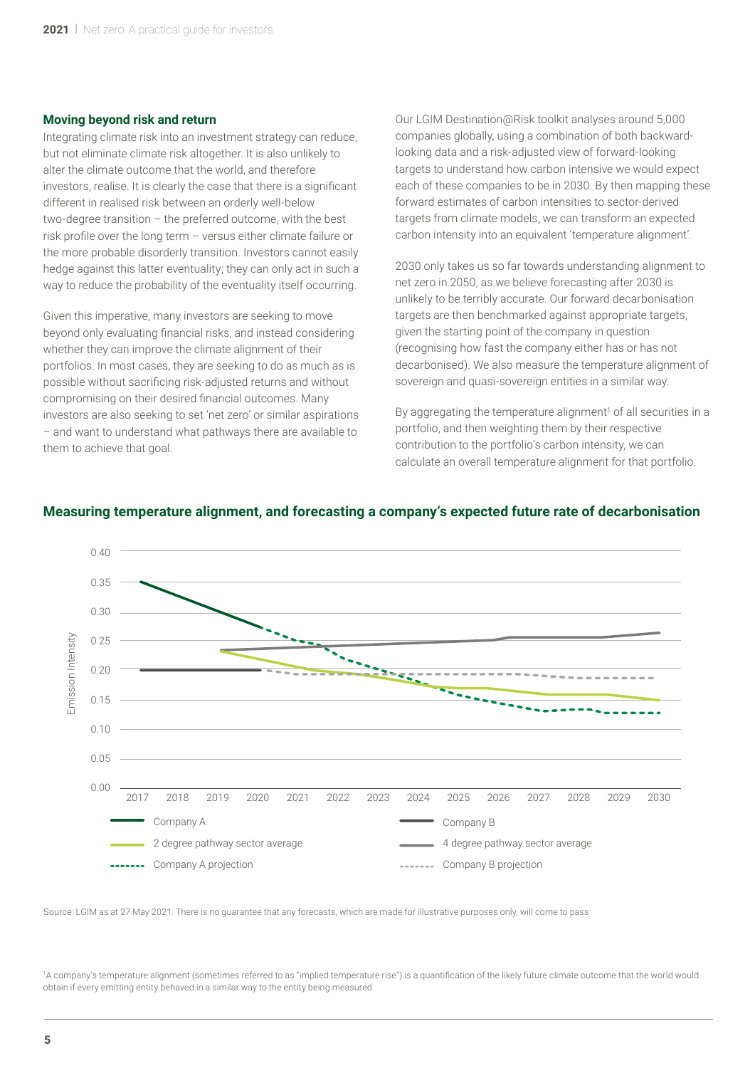## Moving beyond risk and return

Integrating climate risk into an investment strategy can reduce, but not eliminate climate risk altogether. It is also unlikely to alter the climate outcome that the world, and therefore investors, realise. It is clearly the case that there is a significant different in realised risk between an orderly well-below two-degree transition – the preferred outcome, with the best risk profile over the long term – versus either climate failure or the more probable disorderly transition. Investors cannot easily hedge against this latter eventuality; they can only act in such a way to reduce the probability of the eventuality itself occurring.

Given this imperative, many investors are seeking to move beyond only evaluating financial risks, and instead considering whether they can improve the climate alignment of their portfolios. In most cases, they are seeking to do as much as is possible without sacrificing risk-adjusted returns and without compromising on their desired financial outcomes. Many investors are also seeking to set 'net zero' or similar aspirations – and want to understand what pathways there are available to them to achieve that goal.

Our LGIM Destination@Risk toolkit analyses around 5,000 companies globally, using a combination of both backward-looking data and a risk-adjusted view of forward-looking targets to understand how carbon intensive we would expect each of these companies to be in 2030. By then mapping these forward estimates of carbon intensities to sector-derived targets from climate models, we can transform an expected carbon intensity into an equivalent 'temperature alignment'.

2030 only takes us so far towards understanding alignment to net zero in 2050, as we believe forecasting after 2030 is unlikely to be terribly accurate. Our forward decarbonisation targets are then benchmarked against appropriate targets, given the starting point of the company in question (recognising how fast the company either has or has not decarbonised). We also measure the temperature alignment of sovereign and quasi-sovereign entities in a similar way.

By aggregating the temperature alignment[1] of all securities in a portfolio, and then weighting them by their respective contribution to the portfolio's carbon intensity, we can calculate an overall temperature alignment for that portfolio.

### Measuring temperature alignment, and forecasting a company's expected future rate of decarbonisation

Source: LGIM as at 27 May 2021. There is no guarantee that any forecasts, which are made for illustrative purposes only, will come to pass

[1] A company's temperature alignment (sometimes referred to as "implied temperature rise") is a quantification of the likely future climate outcome that the world would obtain if every emitting entity behaved in a similar way to the entity being measured.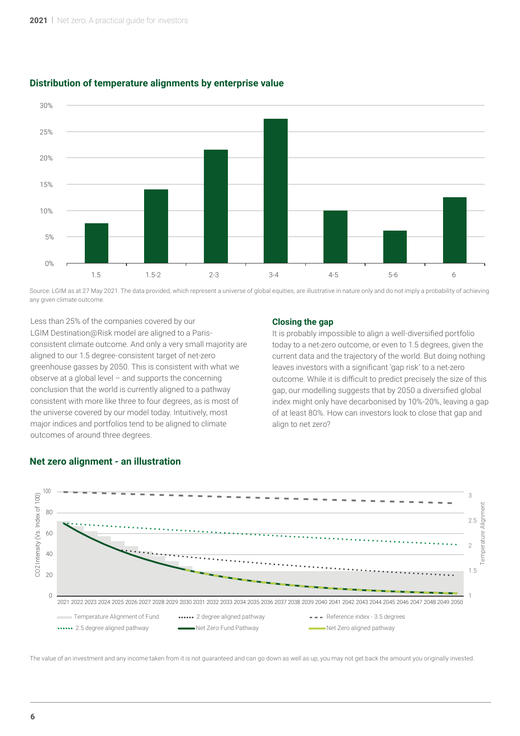## Distribution of temperature alignments by enterprise value

Source: LGIM as at 27 May 2021. The data provided, which represent a universe of global equities, are illustrative in nature only and do not imply a probability of achieving any given climate outcome.

Less than 25% of the companies covered by our LGIM Destination@Risk model are aligned to a Paris-consistent climate outcome. And only a very small majority are aligned to our 1.5 degree-consistent target of net-zero greenhouse gasses by 2050. This is consistent with what we observe at a global level – and supports the concerning conclusion that the world is currently aligned to a pathway consistent with more like three to four degrees, as is most of the universe covered by our model today. Intuitively, most major indices and portfolios tend to be aligned to climate outcomes of around three degrees.

### Closing the gap

It is probably impossible to align a well-diversified portfolio today to a net-zero outcome, or even to 1.5 degrees, given the current data and the trajectory of the world. But doing nothing leaves investors with a significant 'gap risk' to a net-zero outcome. While it is difficult to predict precisely the size of this gap, our modelling suggests that by 2050 a diversified global index might only have decarbonised by 10%-20%, leaving a gap of at least 80%. How can investors look to close that gap and align to net zero?

## Net zero alignment - an illustration

The value of an investment and any income taken from it is not guaranteed and can go down as well as up, you may not get back the amount you originally invested.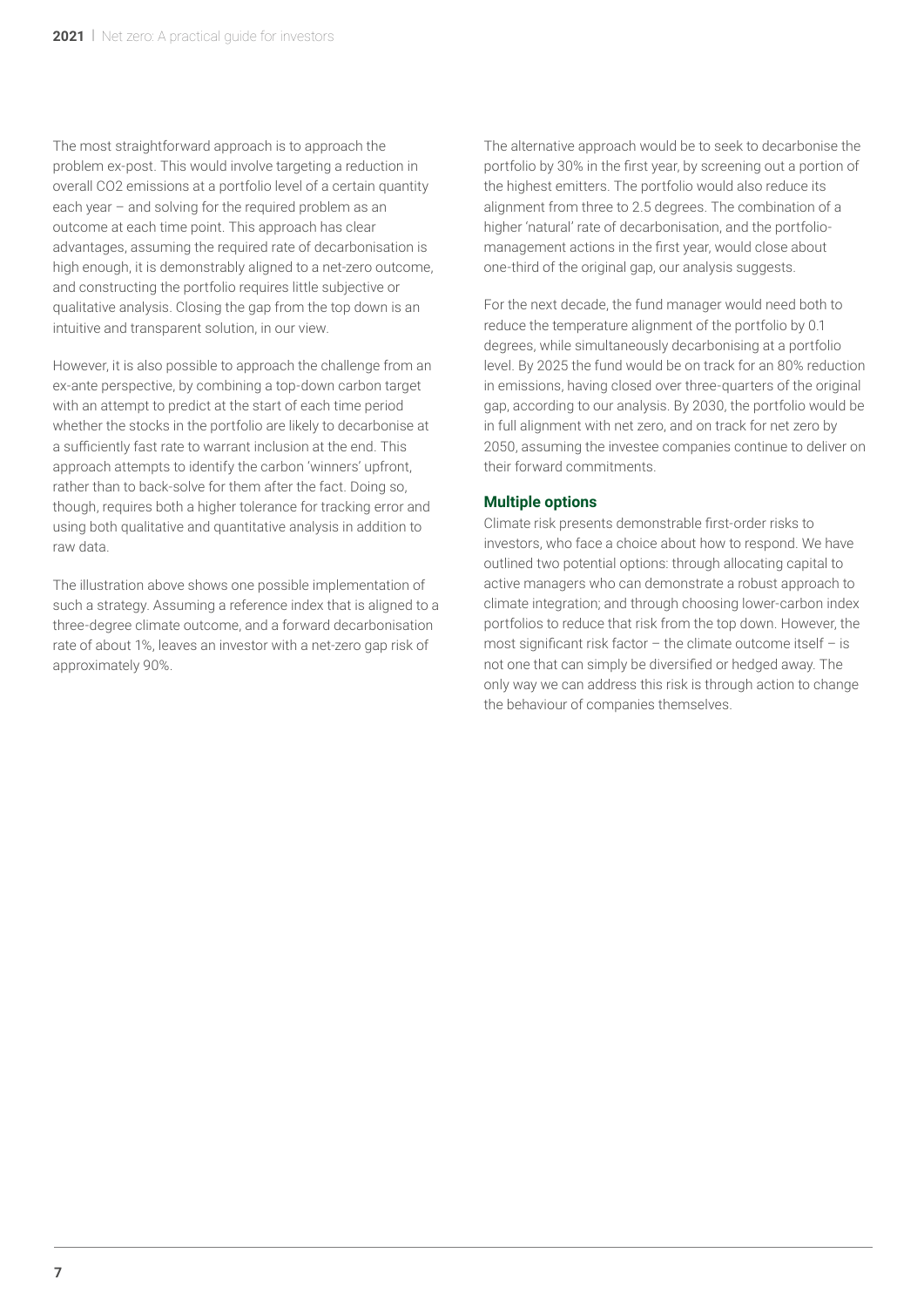The most straightforward approach is to approach the problem ex-post. This would involve targeting a reduction in overall $CO_2$ emissions at a portfolio level of a certain quantity each year – and solving for the required problem as an outcome at each time point. This approach has clear advantages, assuming the required rate of decarbonisation is high enough, it is demonstrably aligned to a net-zero outcome, and constructing the portfolio requires little subjective or qualitative analysis. Closing the gap from the top down is an intuitive and transparent solution, in our view.

However, it is also possible to approach the challenge from an ex-ante perspective, by combining a top-down carbon target with an attempt to predict at the start of each time period whether the stocks in the portfolio are likely to decarbonise at a sufficiently fast rate to warrant inclusion at the end. This approach attempts to identify the carbon 'winners' upfront, rather than to back-solve for them after the fact. Doing so, though, requires both a higher tolerance for tracking error and using both qualitative and quantitative analysis in addition to raw data.

The illustration above shows one possible implementation of such a strategy. Assuming a reference index that is aligned to a three-degree climate outcome, and a forward decarbonisation rate of about 1%, leaves an investor with a net-zero gap risk of approximately 90%.

The alternative approach would be to seek to decarbonise the portfolio by 30% in the first year, by screening out a portion of the highest emitters. The portfolio would also reduce its alignment from three to 2.5 degrees. The combination of a higher 'natural' rate of decarbonisation, and the portfolio-management actions in the first year, would close about one-third of the original gap, our analysis suggests.

For the next decade, the fund manager would need both to reduce the temperature alignment of the portfolio by 0.1 degrees, while simultaneously decarbonising at a portfolio level. By 2025 the fund would be on track for an 80% reduction in emissions, having closed over three-quarters of the original gap, according to our analysis. By 2030, the portfolio would be in full alignment with net zero, and on track for net zero by 2050, assuming the investee companies continue to deliver on their forward commitments.

### Multiple options

Climate risk presents demonstrable first-order risks to investors, who face a choice about how to respond. We have outlined two potential options: through allocating capital to active managers who can demonstrate a robust approach to climate integration; and through choosing lower-carbon index portfolios to reduce that risk from the top down. However, the most significant risk factor – the climate outcome itself – is not one that can simply be diversified or hedged away. The only way we can address this risk is through action to change the behaviour of companies themselves.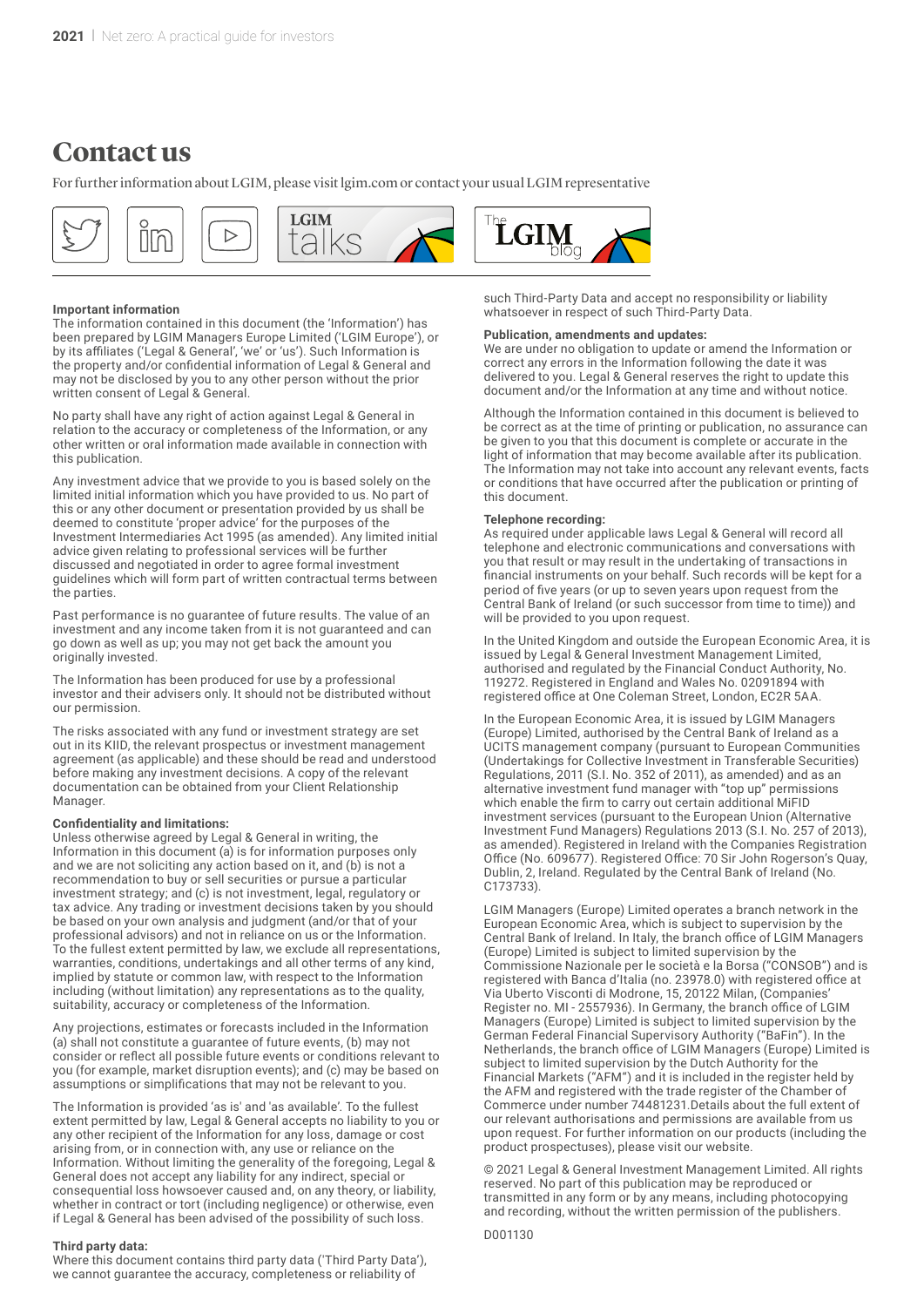# Contact us

For further information about LGIM, please visit lgim.com or contact your usual LGIM representative

**Important information**

The information contained in this document (the 'Information') has been prepared by LGIM Managers Europe Limited ('LGIM Europe'), or by its affiliates ('Legal & General', 'we' or 'us'). Such Information is the property and/or confidential information of Legal & General and may not be disclosed by you to any other person without the prior written consent of Legal & General.

No party shall have any right of action against Legal & General in relation to the accuracy or completeness of the Information, or any other written or oral information made available in connection with this publication.

Any investment advice that we provide to you is based solely on the limited initial information which you have provided to us. No part of this or any other document or presentation provided by us shall be deemed to constitute 'proper advice' for the purposes of the Investment Intermediaries Act 1995 (as amended). Any limited initial advice given relating to professional services will be further discussed and negotiated in order to agree formal investment guidelines which will form part of written contractual terms between the parties.

Past performance is no guarantee of future results. The value of an investment and any income taken from it is not guaranteed and can go down as well as up; you may not get back the amount you originally invested.

The Information has been produced for use by a professional investor and their advisers only. It should not be distributed without our permission.

The risks associated with any fund or investment strategy are set out in its KIID, the relevant prospectus or investment management agreement (as applicable) and these should be read and understood before making any investment decisions. A copy of the relevant documentation can be obtained from your Client Relationship Manager.

**Confidentiality and limitations:**

Unless otherwise agreed by Legal & General in writing, the Information in this document (a) is for information purposes only and we are not soliciting any action based on it, and (b) is not a recommendation to buy or sell securities or pursue a particular investment strategy; and (c) is not investment, legal, regulatory or tax advice. Any trading or investment decisions taken by you should be based on your own analysis and judgment (and/or that of your professional advisors) and not in reliance on us or the Information. To the fullest extent permitted by law, we exclude all representations, warranties, conditions, undertakings and all other terms of any kind, implied by statute or common law, with respect to the Information including (without limitation) any representations as to the quality, suitability, accuracy or completeness of the Information.

Any projections, estimates or forecasts included in the Information (a) shall not constitute a guarantee of future events, (b) may not consider or reflect all possible future events or conditions relevant to you (for example, market disruption events); and (c) may be based on assumptions or simplifications that may not be relevant to you.

The Information is provided 'as is' and 'as available'. To the fullest extent permitted by law, Legal & General accepts no liability to you or any other recipient of the Information for any loss, damage or cost arising from, or in connection with, any use or reliance on the Information. Without limiting the generality of the foregoing, Legal & General does not accept any liability for any indirect, special or consequential loss howsoever caused and, on any theory, or liability, whether in contract or tort (including negligence) or otherwise, even if Legal & General has been advised of the possibility of such loss.

**Third party data:**

Where this document contains third party data ('Third Party Data'), we cannot guarantee the accuracy, completeness or reliability of such Third-Party Data and accept no responsibility or liability whatsoever in respect of such Third-Party Data.

**Publication, amendments and updates:**

We are under no obligation to update or amend the Information or correct any errors in the Information following the date it was delivered to you. Legal & General reserves the right to update this document and/or the Information at any time and without notice.

Although the Information contained in this document is believed to be correct as at the time of printing or publication, no assurance can be given to you that this document is complete or accurate in the light of information that may become available after its publication. The Information may not take into account any relevant events, facts or conditions that have occurred after the publication or printing of this document.

**Telephone recording:**

As required under applicable laws Legal & General will record all telephone and electronic communications and conversations with you that result or may result in the undertaking of transactions in financial instruments on your behalf. Such records will be kept for a period of five years (or up to seven years upon request from the Central Bank of Ireland (or such successor from time to time)) and will be provided to you upon request.

In the United Kingdom and outside the European Economic Area, it is issued by Legal & General Investment Management Limited, authorised and regulated by the Financial Conduct Authority, No. 119272. Registered in England and Wales No. 02091894 with registered office at One Coleman Street, London, EC2R 5AA.

In the European Economic Area, it is issued by LGIM Managers (Europe) Limited, authorised by the Central Bank of Ireland as a UCITS management company (pursuant to European Communities (Undertakings for Collective Investment in Transferable Securities) Regulations, 2011 (S.I. No. 352 of 2011), as amended) and as an alternative investment fund manager with "top up" permissions which enable the firm to carry out certain additional MiFID investment services (pursuant to the European Union (Alternative Investment Fund Managers) Regulations 2013 (S.I. No. 257 of 2013), as amended). Registered in Ireland with the Companies Registration Office (No. 609677). Registered Office: 70 Sir John Rogerson's Quay, Dublin, 2, Ireland. Regulated by the Central Bank of Ireland (No. C173733).

LGIM Managers (Europe) Limited operates a branch network in the European Economic Area, which is subject to supervision by the Central Bank of Ireland. In Italy, the branch office of LGIM Managers (Europe) Limited is subject to limited supervision by the Commissione Nazionale per le società e la Borsa ("CONSOB") and is registered with Banca d'Italia (no. 23978.0) with registered office at Via Uberto Visconti di Modrone, 15, 20122 Milan, (Companies' Register no. MI - 2557936). In Germany, the branch office of LGIM Managers (Europe) Limited is subject to limited supervision by the German Federal Financial Supervisory Authority ("BaFin"). In the Netherlands, the branch office of LGIM Managers (Europe) Limited is subject to limited supervision by the Dutch Authority for the Financial Markets ("AFM") and it is included in the register held by the AFM and registered with the trade register of the Chamber of Commerce under number 74481231.Details about the full extent of our relevant authorisations and permissions are available from us upon request. For further information on our products (including the product prospectuses), please visit our website.

© 2021 Legal & General Investment Management Limited. All rights reserved. No part of this publication may be reproduced or transmitted in any form or by any means, including photocopying and recording, without the written permission of the publishers.

D001130